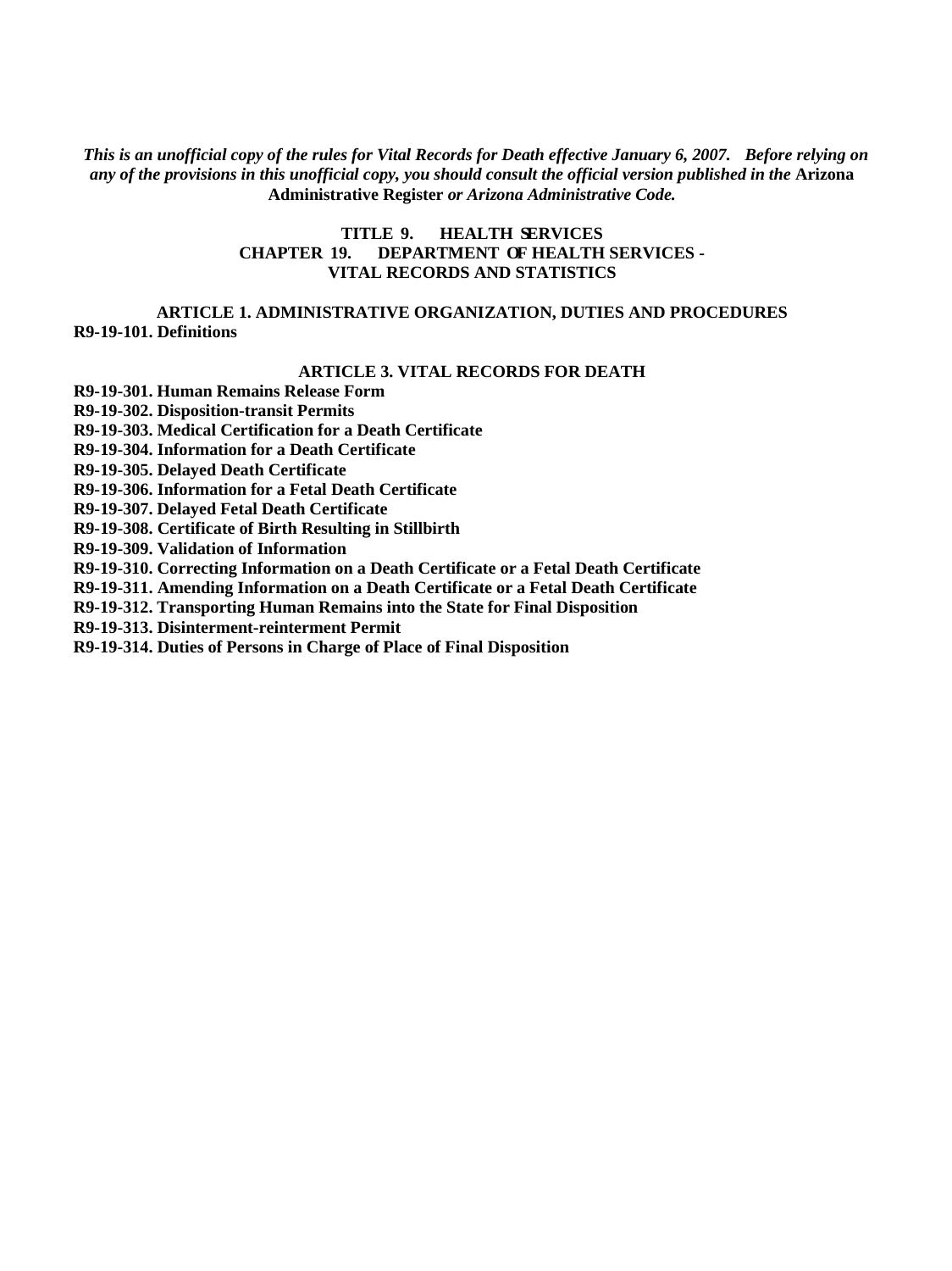*This is an unofficial copy of the rules for Vital Records for Death effective January 6, 2007. Before relying on any of the provisions in this unofficial copy, you should consult the official version published in the* **Arizona Administrative Register** *or Arizona Administrative Code.*

# TITLE 9. HEALTH SERVICES
## CHAPTER 19. DEPARTMENT OF HEALTH SERVICES - VITAL RECORDS AND STATISTICS

### ARTICLE 1. ADMINISTRATIVE ORGANIZATION, DUTIES AND PROCEDURES

**R9-19-101. Definitions**

### ARTICLE 3. VITAL RECORDS FOR DEATH

**R9-19-301. Human Remains Release Form**
**R9-19-302. Disposition-transit Permits**
**R9-19-303. Medical Certification for a Death Certificate**
**R9-19-304. Information for a Death Certificate**
**R9-19-305. Delayed Death Certificate**
**R9-19-306. Information for a Fetal Death Certificate**
**R9-19-307. Delayed Fetal Death Certificate**
**R9-19-308. Certificate of Birth Resulting in Stillbirth**
**R9-19-309. Validation of Information**
**R9-19-310. Correcting Information on a Death Certificate or a Fetal Death Certificate**
**R9-19-311. Amending Information on a Death Certificate or a Fetal Death Certificate**
**R9-19-312. Transporting Human Remains into the State for Final Disposition**
**R9-19-313. Disinterment-reinterment Permit**
**R9-19-314. Duties of Persons in Charge of Place of Final Disposition**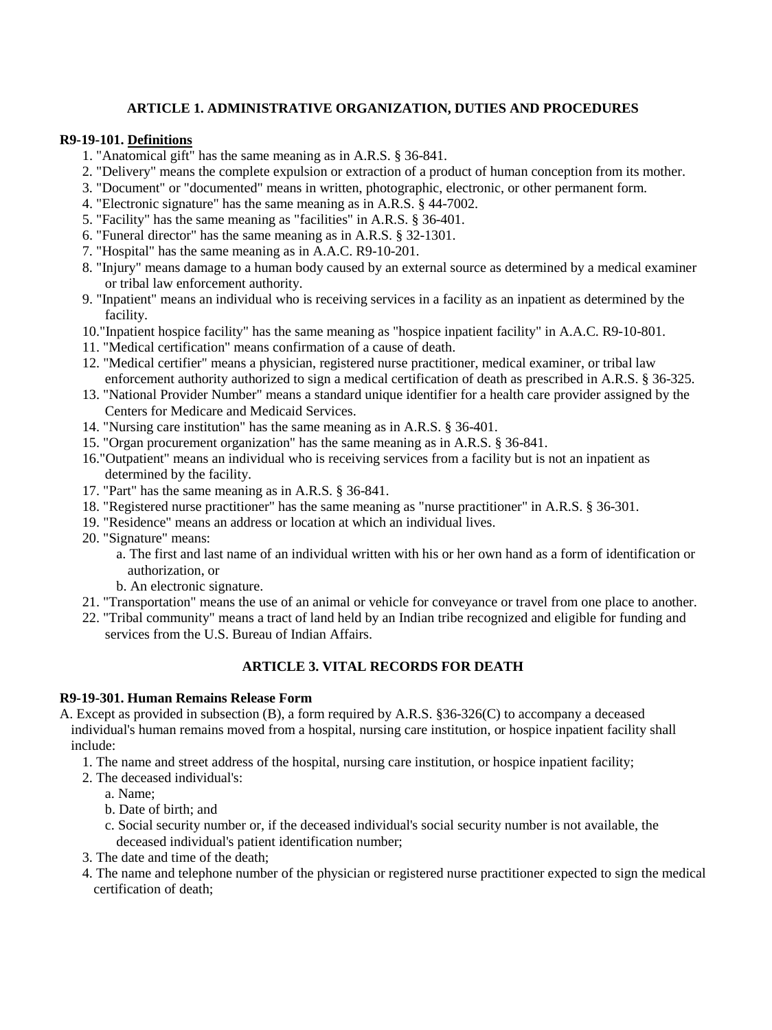## ARTICLE 1. ADMINISTRATIVE ORGANIZATION, DUTIES AND PROCEDURES

**R9-19-101. Definitions**

1. "Anatomical gift" has the same meaning as in A.R.S. § 36-841.
2. "Delivery" means the complete expulsion or extraction of a product of human conception from its mother.
3. "Document" or "documented" means in written, photographic, electronic, or other permanent form.
4. "Electronic signature" has the same meaning as in A.R.S. § 44-7002.
5. "Facility" has the same meaning as "facilities" in A.R.S. § 36-401.
6. "Funeral director" has the same meaning as in A.R.S. § 32-1301.
7. "Hospital" has the same meaning as in A.A.C. R9-10-201.
8. "Injury" means damage to a human body caused by an external source as determined by a medical examiner or tribal law enforcement authority.
9. "Inpatient" means an individual who is receiving services in a facility as an inpatient as determined by the facility.
10. "Inpatient hospice facility" has the same meaning as "hospice inpatient facility" in A.A.C. R9-10-801.
11. "Medical certification" means confirmation of a cause of death.
12. "Medical certifier" means a physician, registered nurse practitioner, medical examiner, or tribal law enforcement authority authorized to sign a medical certification of death as prescribed in A.R.S. § 36-325.
13. "National Provider Number" means a standard unique identifier for a health care provider assigned by the Centers for Medicare and Medicaid Services.
14. "Nursing care institution" has the same meaning as in A.R.S. § 36-401.
15. "Organ procurement organization" has the same meaning as in A.R.S. § 36-841.
16. "Outpatient" means an individual who is receiving services from a facility but is not an inpatient as determined by the facility.
17. "Part" has the same meaning as in A.R.S. § 36-841.
18. "Registered nurse practitioner" has the same meaning as "nurse practitioner" in A.R.S. § 36-301.
19. "Residence" means an address or location at which an individual lives.
20. "Signature" means:
    a. The first and last name of an individual written with his or her own hand as a form of identification or authorization, or
    b. An electronic signature.
21. "Transportation" means the use of an animal or vehicle for conveyance or travel from one place to another.
22. "Tribal community" means a tract of land held by an Indian tribe recognized and eligible for funding and services from the U.S. Bureau of Indian Affairs.

## ARTICLE 3. VITAL RECORDS FOR DEATH

**R9-19-301. Human Remains Release Form**

A. Except as provided in subsection (B), a form required by A.R.S. §36-326(C) to accompany a deceased individual's human remains moved from a hospital, nursing care institution, or hospice inpatient facility shall include:
   1. The name and street address of the hospital, nursing care institution, or hospice inpatient facility;
   2. The deceased individual's:
      a. Name;
      b. Date of birth; and
      c. Social security number or, if the deceased individual's social security number is not available, the deceased individual's patient identification number;
   3. The date and time of the death;
   4. The name and telephone number of the physician or registered nurse practitioner expected to sign the medical certification of death;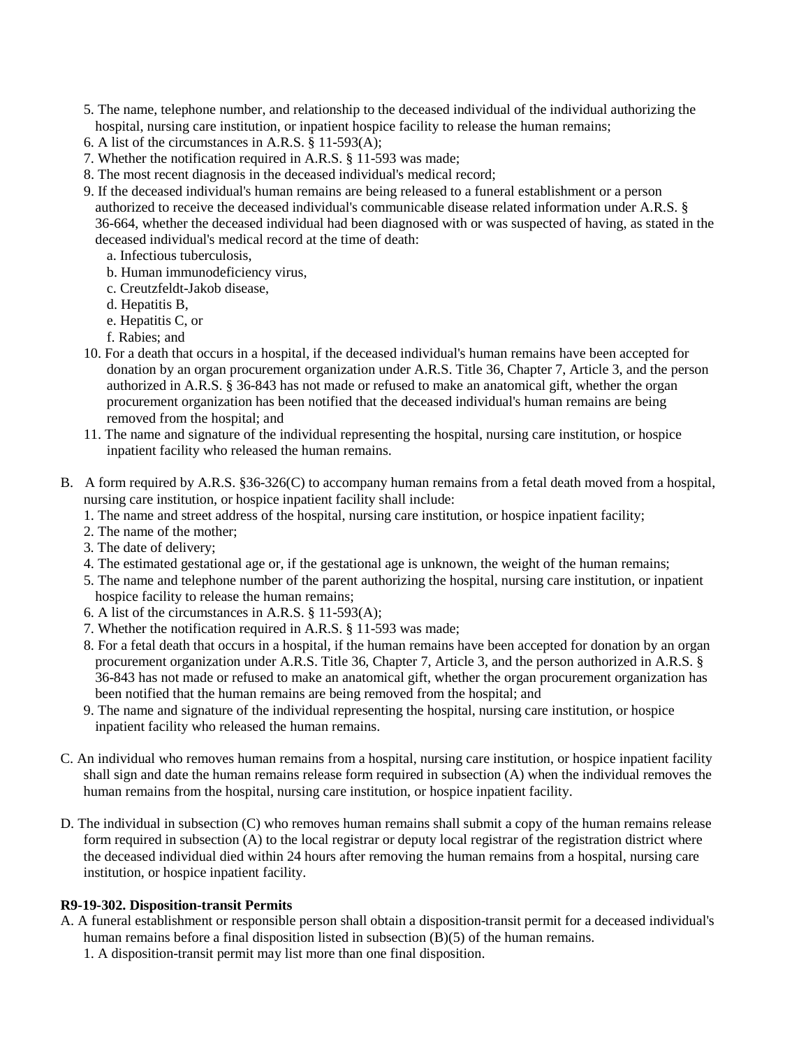5. The name, telephone number, and relationship to the deceased individual of the individual authorizing the hospital, nursing care institution, or inpatient hospice facility to release the human remains;
6. A list of the circumstances in A.R.S. § 11-593(A);
7. Whether the notification required in A.R.S. § 11-593 was made;
8. The most recent diagnosis in the deceased individual's medical record;
9. If the deceased individual's human remains are being released to a funeral establishment or a person authorized to receive the deceased individual's communicable disease related information under A.R.S. § 36-664, whether the deceased individual had been diagnosed with or was suspected of having, as stated in the deceased individual's medical record at the time of death:
   a. Infectious tuberculosis,
   b. Human immunodeficiency virus,
   c. Creutzfeldt-Jakob disease,
   d. Hepatitis B,
   e. Hepatitis C, or
   f. Rabies; and
10. For a death that occurs in a hospital, if the deceased individual's human remains have been accepted for donation by an organ procurement organization under A.R.S. Title 36, Chapter 7, Article 3, and the person authorized in A.R.S. § 36-843 has not made or refused to make an anatomical gift, whether the organ procurement organization has been notified that the deceased individual's human remains are being removed from the hospital; and
11. The name and signature of the individual representing the hospital, nursing care institution, or hospice inpatient facility who released the human remains.

B. A form required by A.R.S. §36-326(C) to accompany human remains from a fetal death moved from a hospital, nursing care institution, or hospice inpatient facility shall include:
   1. The name and street address of the hospital, nursing care institution, or hospice inpatient facility;
   2. The name of the mother;
   3. The date of delivery;
   4. The estimated gestational age or, if the gestational age is unknown, the weight of the human remains;
   5. The name and telephone number of the parent authorizing the hospital, nursing care institution, or inpatient hospice facility to release the human remains;
   6. A list of the circumstances in A.R.S. § 11-593(A);
   7. Whether the notification required in A.R.S. § 11-593 was made;
   8. For a fetal death that occurs in a hospital, if the human remains have been accepted for donation by an organ procurement organization under A.R.S. Title 36, Chapter 7, Article 3, and the person authorized in A.R.S. § 36-843 has not made or refused to make an anatomical gift, whether the organ procurement organization has been notified that the human remains are being removed from the hospital; and
   9. The name and signature of the individual representing the hospital, nursing care institution, or hospice inpatient facility who released the human remains.

C. An individual who removes human remains from a hospital, nursing care institution, or hospice inpatient facility shall sign and date the human remains release form required in subsection (A) when the individual removes the human remains from the hospital, nursing care institution, or hospice inpatient facility.

D. The individual in subsection (C) who removes human remains shall submit a copy of the human remains release form required in subsection (A) to the local registrar or deputy local registrar of the registration district where the deceased individual died within 24 hours after removing the human remains from a hospital, nursing care institution, or hospice inpatient facility.

**R9-19-302. Disposition-transit Permits**

A. A funeral establishment or responsible person shall obtain a disposition-transit permit for a deceased individual's human remains before a final disposition listed in subsection (B)(5) of the human remains.
   1. A disposition-transit permit may list more than one final disposition.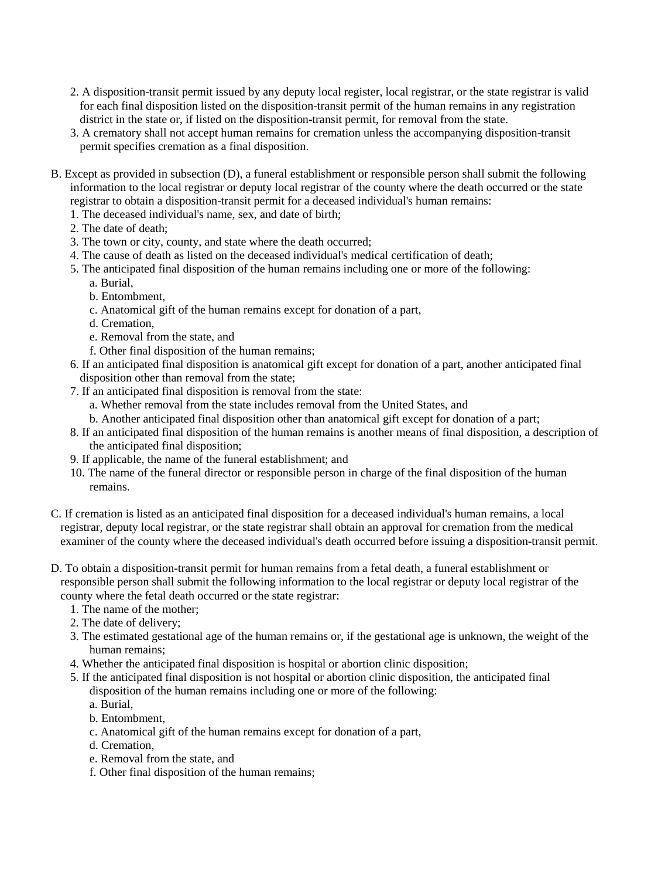2. A disposition-transit permit issued by any deputy local register, local registrar, or the state registrar is valid for each final disposition listed on the disposition-transit permit of the human remains in any registration district in the state or, if listed on the disposition-transit permit, for removal from the state.
3. A crematory shall not accept human remains for cremation unless the accompanying disposition-transit permit specifies cremation as a final disposition.

B. Except as provided in subsection (D), a funeral establishment or responsible person shall submit the following information to the local registrar or deputy local registrar of the county where the death occurred or the state registrar to obtain a disposition-transit permit for a deceased individual's human remains:
1. The deceased individual's name, sex, and date of birth;
2. The date of death;
3. The town or city, county, and state where the death occurred;
4. The cause of death as listed on the deceased individual's medical certification of death;
5. The anticipated final disposition of the human remains including one or more of the following:
   a. Burial,
   b. Entombment,
   c. Anatomical gift of the human remains except for donation of a part,
   d. Cremation,
   e. Removal from the state, and
   f. Other final disposition of the human remains;
6. If an anticipated final disposition is anatomical gift except for donation of a part, another anticipated final disposition other than removal from the state;
7. If an anticipated final disposition is removal from the state:
   a. Whether removal from the state includes removal from the United States, and
   b. Another anticipated final disposition other than anatomical gift except for donation of a part;
8. If an anticipated final disposition of the human remains is another means of final disposition, a description of the anticipated final disposition;
9. If applicable, the name of the funeral establishment; and
10. The name of the funeral director or responsible person in charge of the final disposition of the human remains.

C. If cremation is listed as an anticipated final disposition for a deceased individual's human remains, a local registrar, deputy local registrar, or the state registrar shall obtain an approval for cremation from the medical examiner of the county where the deceased individual's death occurred before issuing a disposition-transit permit.

D. To obtain a disposition-transit permit for human remains from a fetal death, a funeral establishment or responsible person shall submit the following information to the local registrar or deputy local registrar of the county where the fetal death occurred or the state registrar:
1. The name of the mother;
2. The date of delivery;
3. The estimated gestational age of the human remains or, if the gestational age is unknown, the weight of the human remains;
4. Whether the anticipated final disposition is hospital or abortion clinic disposition;
5. If the anticipated final disposition is not hospital or abortion clinic disposition, the anticipated final disposition of the human remains including one or more of the following:
   a. Burial,
   b. Entombment,
   c. Anatomical gift of the human remains except for donation of a part,
   d. Cremation,
   e. Removal from the state, and
   f. Other final disposition of the human remains;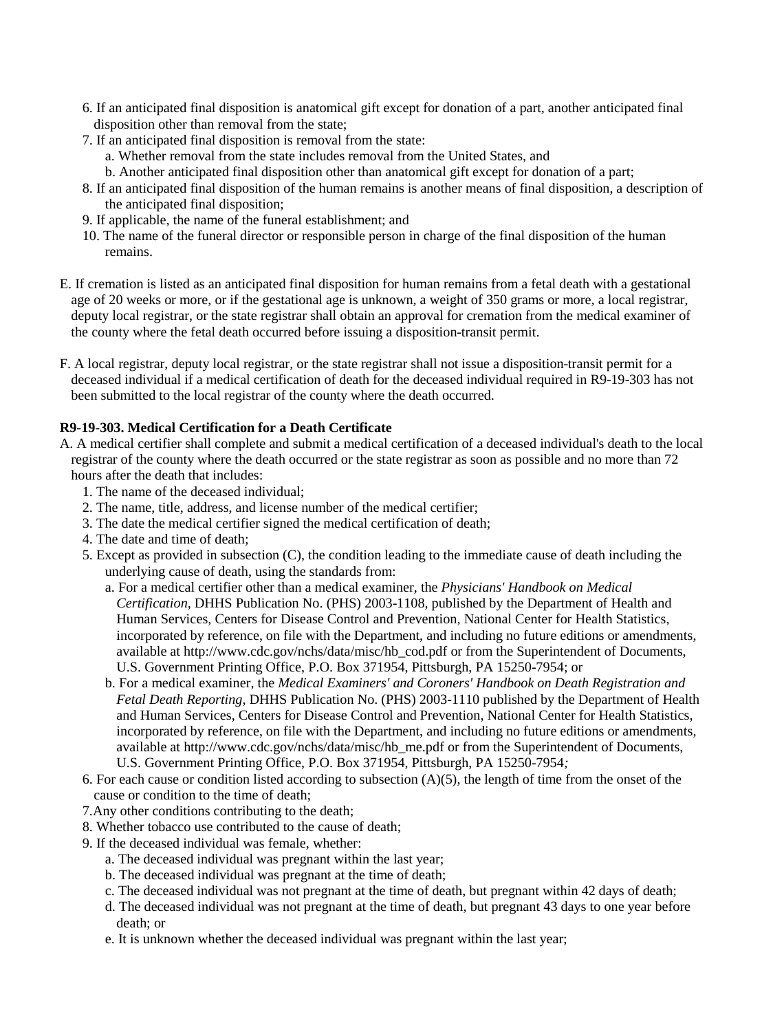6. If an anticipated final disposition is anatomical gift except for donation of a part, another anticipated final disposition other than removal from the state;
7. If an anticipated final disposition is removal from the state:
   a. Whether removal from the state includes removal from the United States, and
   b. Another anticipated final disposition other than anatomical gift except for donation of a part;
8. If an anticipated final disposition of the human remains is another means of final disposition, a description of the anticipated final disposition;
9. If applicable, the name of the funeral establishment; and
10. The name of the funeral director or responsible person in charge of the final disposition of the human remains.

E. If cremation is listed as an anticipated final disposition for human remains from a fetal death with a gestational age of 20 weeks or more, or if the gestational age is unknown, a weight of 350 grams or more, a local registrar, deputy local registrar, or the state registrar shall obtain an approval for cremation from the medical examiner of the county where the fetal death occurred before issuing a disposition-transit permit.

F. A local registrar, deputy local registrar, or the state registrar shall not issue a disposition-transit permit for a deceased individual if a medical certification of death for the deceased individual required in R9-19-303 has not been submitted to the local registrar of the county where the death occurred.

**R9-19-303. Medical Certification for a Death Certificate**

A. A medical certifier shall complete and submit a medical certification of a deceased individual's death to the local registrar of the county where the death occurred or the state registrar as soon as possible and no more than 72 hours after the death that includes:
   1. The name of the deceased individual;
   2. The name, title, address, and license number of the medical certifier;
   3. The date the medical certifier signed the medical certification of death;
   4. The date and time of death;
   5. Except as provided in subsection (C), the condition leading to the immediate cause of death including the underlying cause of death, using the standards from:
      a. For a medical certifier other than a medical examiner, the *Physicians' Handbook on Medical Certification*, DHHS Publication No. (PHS) 2003-1108, published by the Department of Health and Human Services, Centers for Disease Control and Prevention, National Center for Health Statistics, incorporated by reference, on file with the Department, and including no future editions or amendments, available at http://www.cdc.gov/nchs/data/misc/hb_cod.pdf or from the Superintendent of Documents, U.S. Government Printing Office, P.O. Box 371954, Pittsburgh, PA 15250-7954; or
      b. For a medical examiner, the *Medical Examiners' and Coroners' Handbook on Death Registration and Fetal Death Reporting*, DHHS Publication No. (PHS) 2003-1110 published by the Department of Health and Human Services, Centers for Disease Control and Prevention, National Center for Health Statistics, incorporated by reference, on file with the Department, and including no future editions or amendments, available at http://www.cdc.gov/nchs/data/misc/hb_me.pdf or from the Superintendent of Documents, U.S. Government Printing Office, P.O. Box 371954, Pittsburgh, PA 15250-7954;
   6. For each cause or condition listed according to subsection (A)(5), the length of time from the onset of the cause or condition to the time of death;
   7. Any other conditions contributing to the death;
   8. Whether tobacco use contributed to the cause of death;
   9. If the deceased individual was female, whether:
      a. The deceased individual was pregnant within the last year;
      b. The deceased individual was pregnant at the time of death;
      c. The deceased individual was not pregnant at the time of death, but pregnant within 42 days of death;
      d. The deceased individual was not pregnant at the time of death, but pregnant 43 days to one year before death; or
      e. It is unknown whether the deceased individual was pregnant within the last year;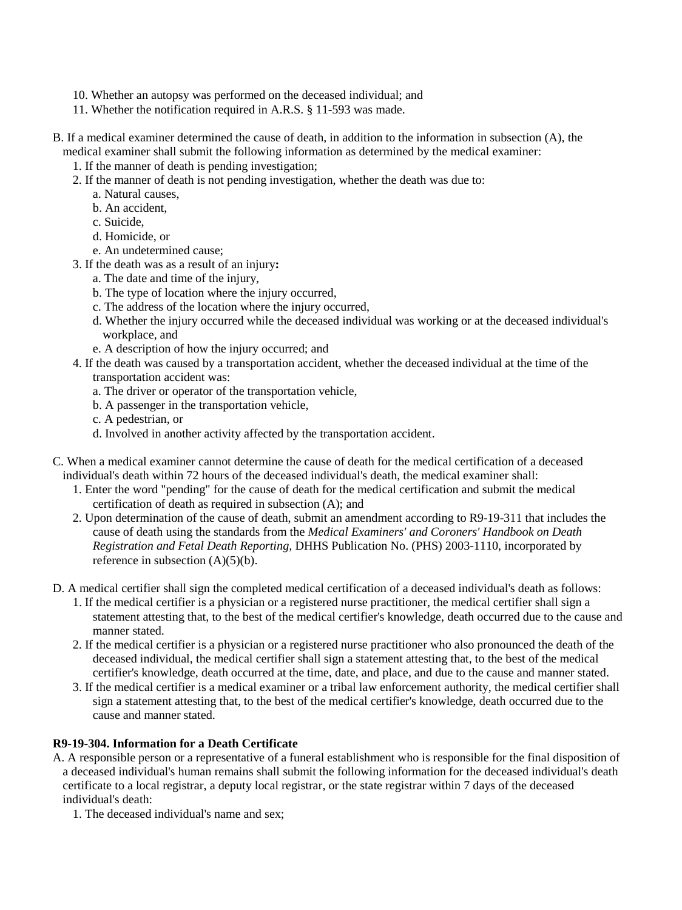10. Whether an autopsy was performed on the deceased individual; and
11. Whether the notification required in A.R.S. § 11-593 was made.

B. If a medical examiner determined the cause of death, in addition to the information in subsection (A), the medical examiner shall submit the following information as determined by the medical examiner:
   1. If the manner of death is pending investigation;
   2. If the manner of death is not pending investigation, whether the death was due to:
      a. Natural causes,
      b. An accident,
      c. Suicide,
      d. Homicide, or
      e. An undetermined cause;
   3. If the death was as a result of an injury**:**
      a. The date and time of the injury,
      b. The type of location where the injury occurred,
      c. The address of the location where the injury occurred,
      d. Whether the injury occurred while the deceased individual was working or at the deceased individual's workplace, and
      e. A description of how the injury occurred; and
   4. If the death was caused by a transportation accident, whether the deceased individual at the time of the transportation accident was:
      a. The driver or operator of the transportation vehicle,
      b. A passenger in the transportation vehicle,
      c. A pedestrian, or
      d. Involved in another activity affected by the transportation accident.

C. When a medical examiner cannot determine the cause of death for the medical certification of a deceased individual's death within 72 hours of the deceased individual's death, the medical examiner shall:
   1. Enter the word "pending" for the cause of death for the medical certification and submit the medical certification of death as required in subsection (A); and
   2. Upon determination of the cause of death, submit an amendment according to R9-19-311 that includes the cause of death using the standards from the *Medical Examiners' and Coroners' Handbook on Death Registration and Fetal Death Reporting,* DHHS Publication No. (PHS) 2003-1110, incorporated by reference in subsection (A)(5)(b).

D. A medical certifier shall sign the completed medical certification of a deceased individual's death as follows:
   1. If the medical certifier is a physician or a registered nurse practitioner, the medical certifier shall sign a statement attesting that, to the best of the medical certifier's knowledge, death occurred due to the cause and manner stated.
   2. If the medical certifier is a physician or a registered nurse practitioner who also pronounced the death of the deceased individual, the medical certifier shall sign a statement attesting that, to the best of the medical certifier's knowledge, death occurred at the time, date, and place, and due to the cause and manner stated.
   3. If the medical certifier is a medical examiner or a tribal law enforcement authority, the medical certifier shall sign a statement attesting that, to the best of the medical certifier's knowledge, death occurred due to the cause and manner stated.

**R9-19-304. Information for a Death Certificate**

A. A responsible person or a representative of a funeral establishment who is responsible for the final disposition of a deceased individual's human remains shall submit the following information for the deceased individual's death certificate to a local registrar, a deputy local registrar, or the state registrar within 7 days of the deceased individual's death:
   1. The deceased individual's name and sex;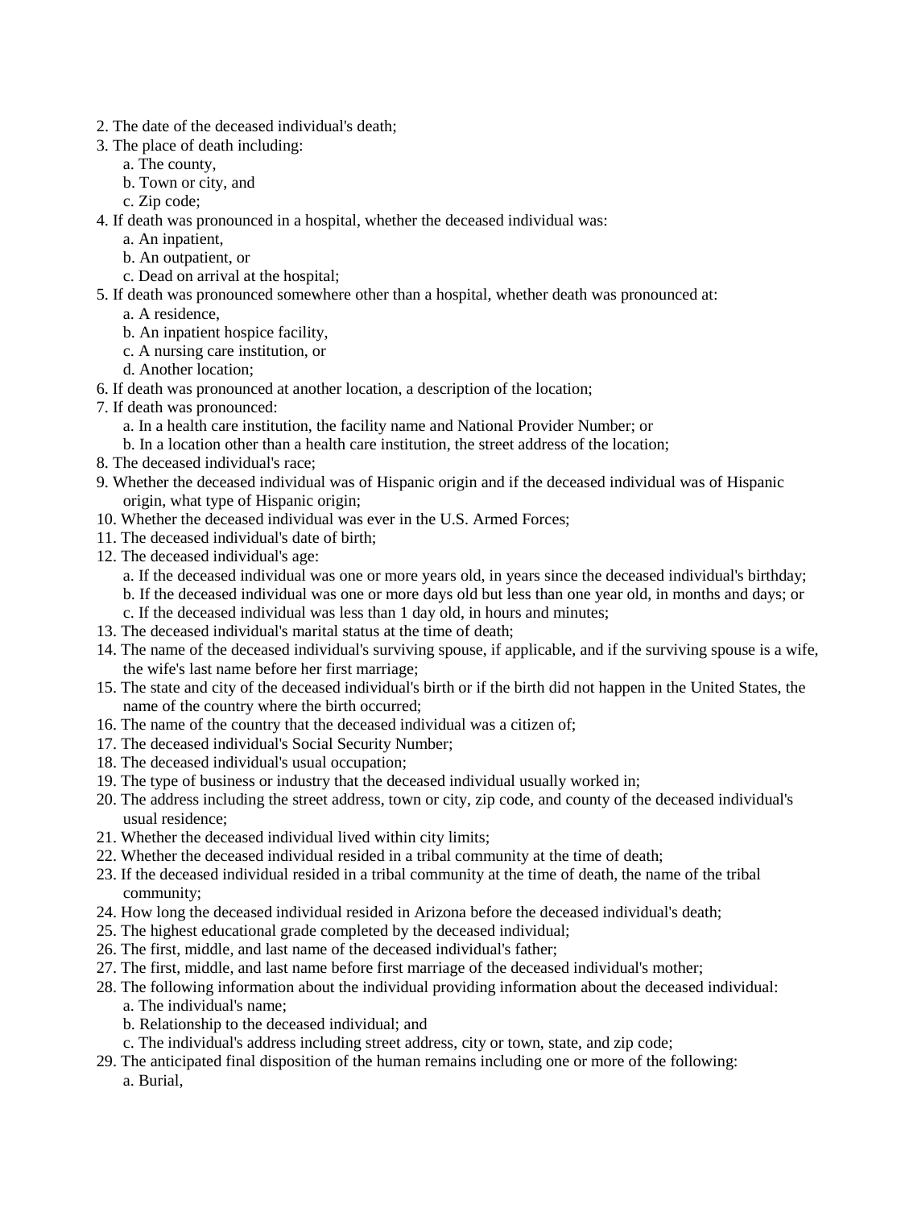2. The date of the deceased individual's death;
3. The place of death including:
    a. The county,
    b. Town or city, and
    c. Zip code;
4. If death was pronounced in a hospital, whether the deceased individual was:
    a. An inpatient,
    b. An outpatient, or
    c. Dead on arrival at the hospital;
5. If death was pronounced somewhere other than a hospital, whether death was pronounced at:
    a. A residence,
    b. An inpatient hospice facility,
    c. A nursing care institution, or
    d. Another location;
6. If death was pronounced at another location, a description of the location;
7. If death was pronounced:
    a. In a health care institution, the facility name and National Provider Number; or
    b. In a location other than a health care institution, the street address of the location;
8. The deceased individual's race;
9. Whether the deceased individual was of Hispanic origin and if the deceased individual was of Hispanic origin, what type of Hispanic origin;
10. Whether the deceased individual was ever in the U.S. Armed Forces;
11. The deceased individual's date of birth;
12. The deceased individual's age:
    a. If the deceased individual was one or more years old, in years since the deceased individual's birthday;
    b. If the deceased individual was one or more days old but less than one year old, in months and days; or
    c. If the deceased individual was less than 1 day old, in hours and minutes;
13. The deceased individual's marital status at the time of death;
14. The name of the deceased individual's surviving spouse, if applicable, and if the surviving spouse is a wife, the wife's last name before her first marriage;
15. The state and city of the deceased individual's birth or if the birth did not happen in the United States, the name of the country where the birth occurred;
16. The name of the country that the deceased individual was a citizen of;
17. The deceased individual's Social Security Number;
18. The deceased individual's usual occupation;
19. The type of business or industry that the deceased individual usually worked in;
20. The address including the street address, town or city, zip code, and county of the deceased individual's usual residence;
21. Whether the deceased individual lived within city limits;
22. Whether the deceased individual resided in a tribal community at the time of death;
23. If the deceased individual resided in a tribal community at the time of death, the name of the tribal community;
24. How long the deceased individual resided in Arizona before the deceased individual's death;
25. The highest educational grade completed by the deceased individual;
26. The first, middle, and last name of the deceased individual's father;
27. The first, middle, and last name before first marriage of the deceased individual's mother;
28. The following information about the individual providing information about the deceased individual:
    a. The individual's name;
    b. Relationship to the deceased individual; and
    c. The individual's address including street address, city or town, state, and zip code;
29. The anticipated final disposition of the human remains including one or more of the following:
    a. Burial,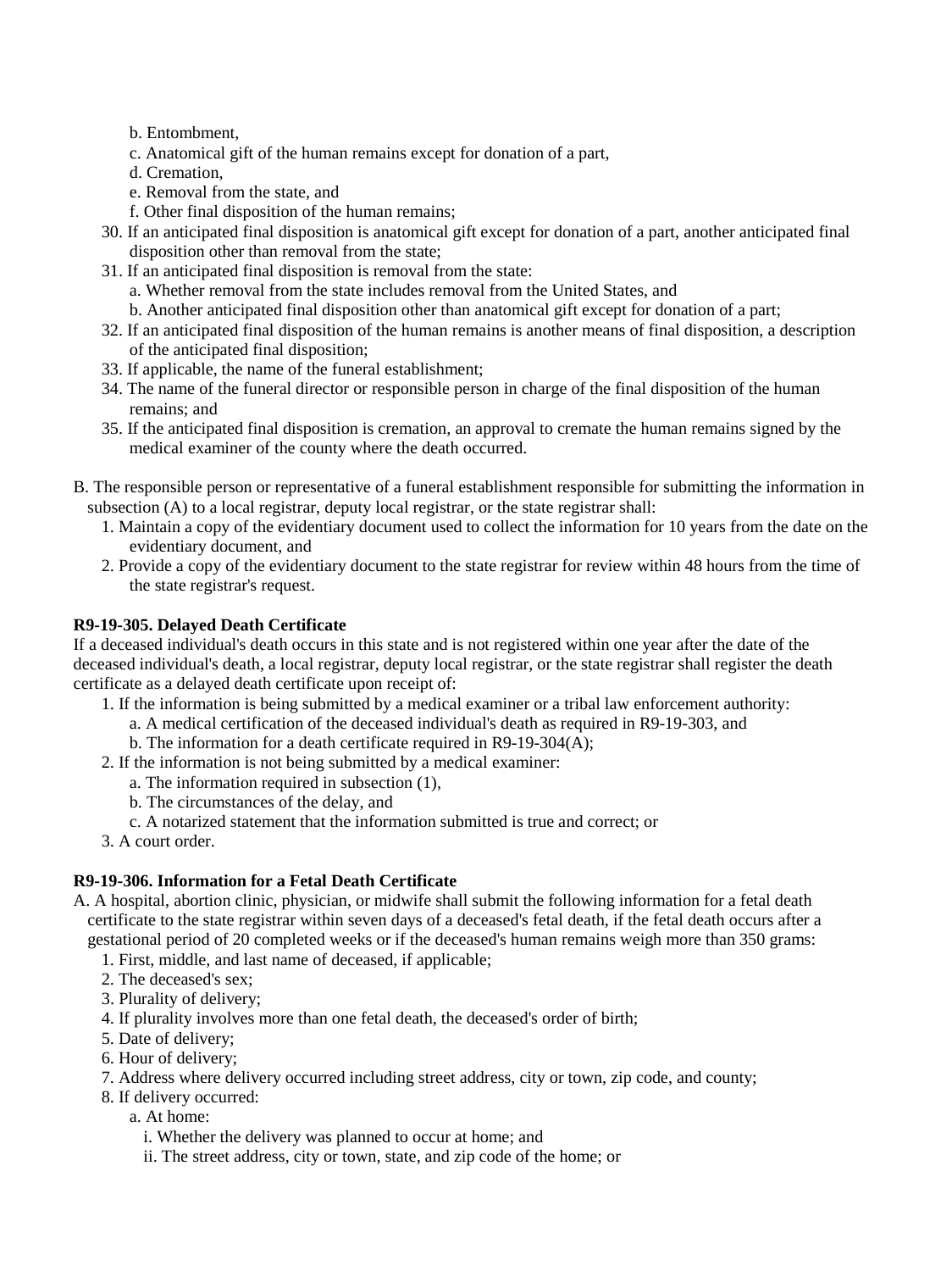b. Entombment,
   c. Anatomical gift of the human remains except for donation of a part,
   d. Cremation,
   e. Removal from the state, and
   f. Other final disposition of the human remains;
30. If an anticipated final disposition is anatomical gift except for donation of a part, another anticipated final disposition other than removal from the state;
31. If an anticipated final disposition is removal from the state:
   a. Whether removal from the state includes removal from the United States, and
   b. Another anticipated final disposition other than anatomical gift except for donation of a part;
32. If an anticipated final disposition of the human remains is another means of final disposition, a description of the anticipated final disposition;
33. If applicable, the name of the funeral establishment;
34. The name of the funeral director or responsible person in charge of the final disposition of the human remains; and
35. If the anticipated final disposition is cremation, an approval to cremate the human remains signed by the medical examiner of the county where the death occurred.

B. The responsible person or representative of a funeral establishment responsible for submitting the information in subsection (A) to a local registrar, deputy local registrar, or the state registrar shall:
   1. Maintain a copy of the evidentiary document used to collect the information for 10 years from the date on the evidentiary document, and
   2. Provide a copy of the evidentiary document to the state registrar for review within 48 hours from the time of the state registrar's request.

**R9-19-305. Delayed Death Certificate**

If a deceased individual's death occurs in this state and is not registered within one year after the date of the deceased individual's death, a local registrar, deputy local registrar, or the state registrar shall register the death certificate as a delayed death certificate upon receipt of:

1. If the information is being submitted by a medical examiner or a tribal law enforcement authority:
   a. A medical certification of the deceased individual's death as required in R9-19-303, and
   b. The information for a death certificate required in R9-19-304(A);
2. If the information is not being submitted by a medical examiner:
   a. The information required in subsection (1),
   b. The circumstances of the delay, and
   c. A notarized statement that the information submitted is true and correct; or
3. A court order.

**R9-19-306. Information for a Fetal Death Certificate**

A. A hospital, abortion clinic, physician, or midwife shall submit the following information for a fetal death certificate to the state registrar within seven days of a deceased's fetal death, if the fetal death occurs after a gestational period of 20 completed weeks or if the deceased's human remains weigh more than 350 grams:
   1. First, middle, and last name of deceased, if applicable;
   2. The deceased's sex;
   3. Plurality of delivery;
   4. If plurality involves more than one fetal death, the deceased's order of birth;
   5. Date of delivery;
   6. Hour of delivery;
   7. Address where delivery occurred including street address, city or town, zip code, and county;
   8. If delivery occurred:
      a. At home:
         i. Whether the delivery was planned to occur at home; and
         ii. The street address, city or town, state, and zip code of the home; or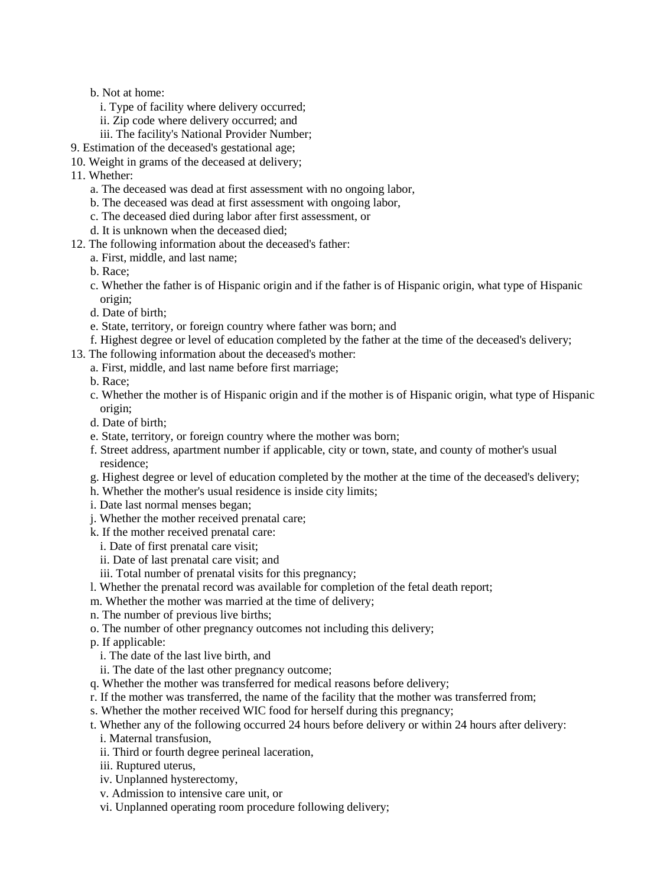b. Not at home:
      i. Type of facility where delivery occurred;
      ii. Zip code where delivery occurred; and
      iii. The facility's National Provider Number;

9. Estimation of the deceased's gestational age;
10. Weight in grams of the deceased at delivery;
11. Whether:
    a. The deceased was dead at first assessment with no ongoing labor,
    b. The deceased was dead at first assessment with ongoing labor,
    c. The deceased died during labor after first assessment, or
    d. It is unknown when the deceased died;
12. The following information about the deceased's father:
    a. First, middle, and last name;
    b. Race;
    c. Whether the father is of Hispanic origin and if the father is of Hispanic origin, what type of Hispanic origin;
    d. Date of birth;
    e. State, territory, or foreign country where father was born; and
    f. Highest degree or level of education completed by the father at the time of the deceased's delivery;
13. The following information about the deceased's mother:
    a. First, middle, and last name before first marriage;
    b. Race;
    c. Whether the mother is of Hispanic origin and if the mother is of Hispanic origin, what type of Hispanic origin;
    d. Date of birth;
    e. State, territory, or foreign country where the mother was born;
    f. Street address, apartment number if applicable, city or town, state, and county of mother's usual residence;
    g. Highest degree or level of education completed by the mother at the time of the deceased's delivery;
    h. Whether the mother's usual residence is inside city limits;
    i. Date last normal menses began;
    j. Whether the mother received prenatal care;
    k. If the mother received prenatal care:
       i. Date of first prenatal care visit;
       ii. Date of last prenatal care visit; and
       iii. Total number of prenatal visits for this pregnancy;
    l. Whether the prenatal record was available for completion of the fetal death report;
    m. Whether the mother was married at the time of delivery;
    n. The number of previous live births;
    o. The number of other pregnancy outcomes not including this delivery;
    p. If applicable:
       i. The date of the last live birth, and
       ii. The date of the last other pregnancy outcome;
    q. Whether the mother was transferred for medical reasons before delivery;
    r. If the mother was transferred, the name of the facility that the mother was transferred from;
    s. Whether the mother received WIC food for herself during this pregnancy;
    t. Whether any of the following occurred 24 hours before delivery or within 24 hours after delivery:
       i. Maternal transfusion,
       ii. Third or fourth degree perineal laceration,
       iii. Ruptured uterus,
       iv. Unplanned hysterectomy,
       v. Admission to intensive care unit, or
       vi. Unplanned operating room procedure following delivery;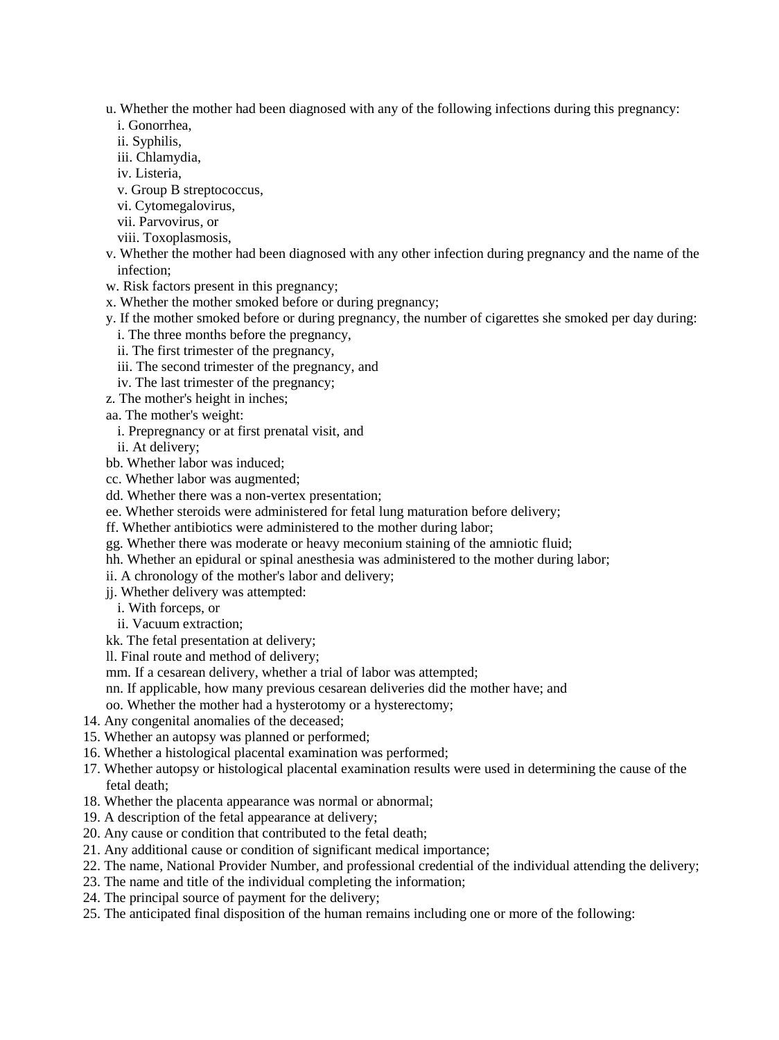u. Whether the mother had been diagnosed with any of the following infections during this pregnancy:
   i. Gonorrhea,
   ii. Syphilis,
   iii. Chlamydia,
   iv. Listeria,
   v. Group B streptococcus,
   vi. Cytomegalovirus,
   vii. Parvovirus, or
   viii. Toxoplasmosis,

v. Whether the mother had been diagnosed with any other infection during pregnancy and the name of the infection;

w. Risk factors present in this pregnancy;

x. Whether the mother smoked before or during pregnancy;

y. If the mother smoked before or during pregnancy, the number of cigarettes she smoked per day during:
   i. The three months before the pregnancy,
   ii. The first trimester of the pregnancy,
   iii. The second trimester of the pregnancy, and
   iv. The last trimester of the pregnancy;

z. The mother's height in inches;

aa. The mother's weight:
   i. Prepregnancy or at first prenatal visit, and
   ii. At delivery;

bb. Whether labor was induced;

cc. Whether labor was augmented;

dd. Whether there was a non-vertex presentation;

ee. Whether steroids were administered for fetal lung maturation before delivery;

ff. Whether antibiotics were administered to the mother during labor;

gg. Whether there was moderate or heavy meconium staining of the amniotic fluid;

hh. Whether an epidural or spinal anesthesia was administered to the mother during labor;

ii. A chronology of the mother's labor and delivery;

jj. Whether delivery was attempted:
   i. With forceps, or
   ii. Vacuum extraction;

kk. The fetal presentation at delivery;

ll. Final route and method of delivery;

mm. If a cesarean delivery, whether a trial of labor was attempted;

nn. If applicable, how many previous cesarean deliveries did the mother have; and

oo. Whether the mother had a hysterotomy or a hysterectomy;

14. Any congenital anomalies of the deceased;
15. Whether an autopsy was planned or performed;
16. Whether a histological placental examination was performed;
17. Whether autopsy or histological placental examination results were used in determining the cause of the fetal death;
18. Whether the placenta appearance was normal or abnormal;
19. A description of the fetal appearance at delivery;
20. Any cause or condition that contributed to the fetal death;
21. Any additional cause or condition of significant medical importance;
22. The name, National Provider Number, and professional credential of the individual attending the delivery;
23. The name and title of the individual completing the information;
24. The principal source of payment for the delivery;
25. The anticipated final disposition of the human remains including one or more of the following: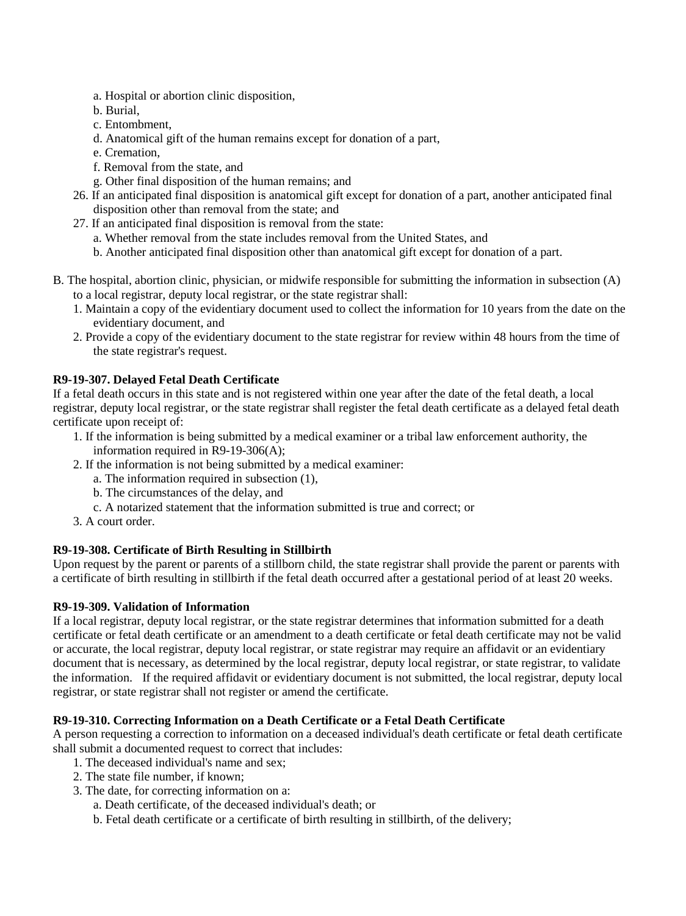a. Hospital or abortion clinic disposition,
   b. Burial,
   c. Entombment,
   d. Anatomical gift of the human remains except for donation of a part,
   e. Cremation,
   f. Removal from the state, and
   g. Other final disposition of the human remains; and

26. If an anticipated final disposition is anatomical gift except for donation of a part, another anticipated final disposition other than removal from the state; and
27. If an anticipated final disposition is removal from the state:
   a. Whether removal from the state includes removal from the United States, and
   b. Another anticipated final disposition other than anatomical gift except for donation of a part.

B. The hospital, abortion clinic, physician, or midwife responsible for submitting the information in subsection (A) to a local registrar, deputy local registrar, or the state registrar shall:
   1. Maintain a copy of the evidentiary document used to collect the information for 10 years from the date on the evidentiary document, and
   2. Provide a copy of the evidentiary document to the state registrar for review within 48 hours from the time of the state registrar's request.

**R9-19-307. Delayed Fetal Death Certificate**

If a fetal death occurs in this state and is not registered within one year after the date of the fetal death, a local registrar, deputy local registrar, or the state registrar shall register the fetal death certificate as a delayed fetal death certificate upon receipt of:

1. If the information is being submitted by a medical examiner or a tribal law enforcement authority, the information required in R9-19-306(A);
2. If the information is not being submitted by a medical examiner:
   a. The information required in subsection (1),
   b. The circumstances of the delay, and
   c. A notarized statement that the information submitted is true and correct; or
3. A court order.

**R9-19-308. Certificate of Birth Resulting in Stillbirth**

Upon request by the parent or parents of a stillborn child, the state registrar shall provide the parent or parents with a certificate of birth resulting in stillbirth if the fetal death occurred after a gestational period of at least 20 weeks.

**R9-19-309. Validation of Information**

If a local registrar, deputy local registrar, or the state registrar determines that information submitted for a death certificate or fetal death certificate or an amendment to a death certificate or fetal death certificate may not be valid or accurate, the local registrar, deputy local registrar, or state registrar may require an affidavit or an evidentiary document that is necessary, as determined by the local registrar, deputy local registrar, or state registrar, to validate the information. If the required affidavit or evidentiary document is not submitted, the local registrar, deputy local registrar, or state registrar shall not register or amend the certificate.

**R9-19-310. Correcting Information on a Death Certificate or a Fetal Death Certificate**

A person requesting a correction to information on a deceased individual's death certificate or fetal death certificate shall submit a documented request to correct that includes:

1. The deceased individual's name and sex;
2. The state file number, if known;
3. The date, for correcting information on a:
   a. Death certificate, of the deceased individual's death; or
   b. Fetal death certificate or a certificate of birth resulting in stillbirth, of the delivery;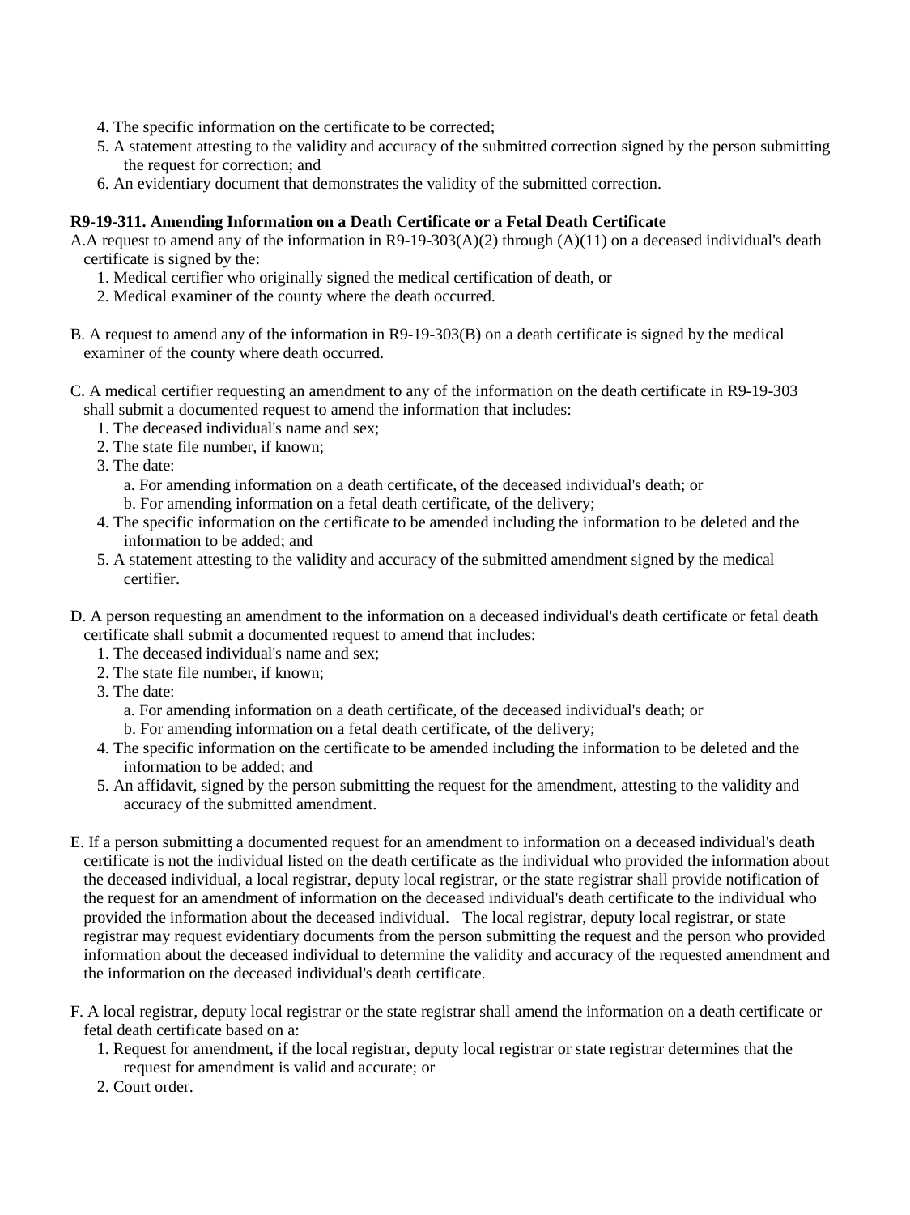4. The specific information on the certificate to be corrected;
5. A statement attesting to the validity and accuracy of the submitted correction signed by the person submitting the request for correction; and
6. An evidentiary document that demonstrates the validity of the submitted correction.

**R9-19-311. Amending Information on a Death Certificate or a Fetal Death Certificate**

A.A request to amend any of the information in R9-19-303(A)(2) through (A)(11) on a deceased individual's death certificate is signed by the:

1. Medical certifier who originally signed the medical certification of death, or
2. Medical examiner of the county where the death occurred.

B. A request to amend any of the information in R9-19-303(B) on a death certificate is signed by the medical examiner of the county where death occurred.

C. A medical certifier requesting an amendment to any of the information on the death certificate in R9-19-303 shall submit a documented request to amend the information that includes:

1. The deceased individual's name and sex;
2. The state file number, if known;
3. The date:
   a. For amending information on a death certificate, of the deceased individual's death; or
   b. For amending information on a fetal death certificate, of the delivery;
4. The specific information on the certificate to be amended including the information to be deleted and the information to be added; and
5. A statement attesting to the validity and accuracy of the submitted amendment signed by the medical certifier.

D. A person requesting an amendment to the information on a deceased individual's death certificate or fetal death certificate shall submit a documented request to amend that includes:

1. The deceased individual's name and sex;
2. The state file number, if known;
3. The date:
   a. For amending information on a death certificate, of the deceased individual's death; or
   b. For amending information on a fetal death certificate, of the delivery;
4. The specific information on the certificate to be amended including the information to be deleted and the information to be added; and
5. An affidavit, signed by the person submitting the request for the amendment, attesting to the validity and accuracy of the submitted amendment.

E. If a person submitting a documented request for an amendment to information on a deceased individual's death certificate is not the individual listed on the death certificate as the individual who provided the information about the deceased individual, a local registrar, deputy local registrar, or the state registrar shall provide notification of the request for an amendment of information on the deceased individual's death certificate to the individual who provided the information about the deceased individual. The local registrar, deputy local registrar, or state registrar may request evidentiary documents from the person submitting the request and the person who provided information about the deceased individual to determine the validity and accuracy of the requested amendment and the information on the deceased individual's death certificate.

F. A local registrar, deputy local registrar or the state registrar shall amend the information on a death certificate or fetal death certificate based on a:

1. Request for amendment, if the local registrar, deputy local registrar or state registrar determines that the request for amendment is valid and accurate; or
2. Court order.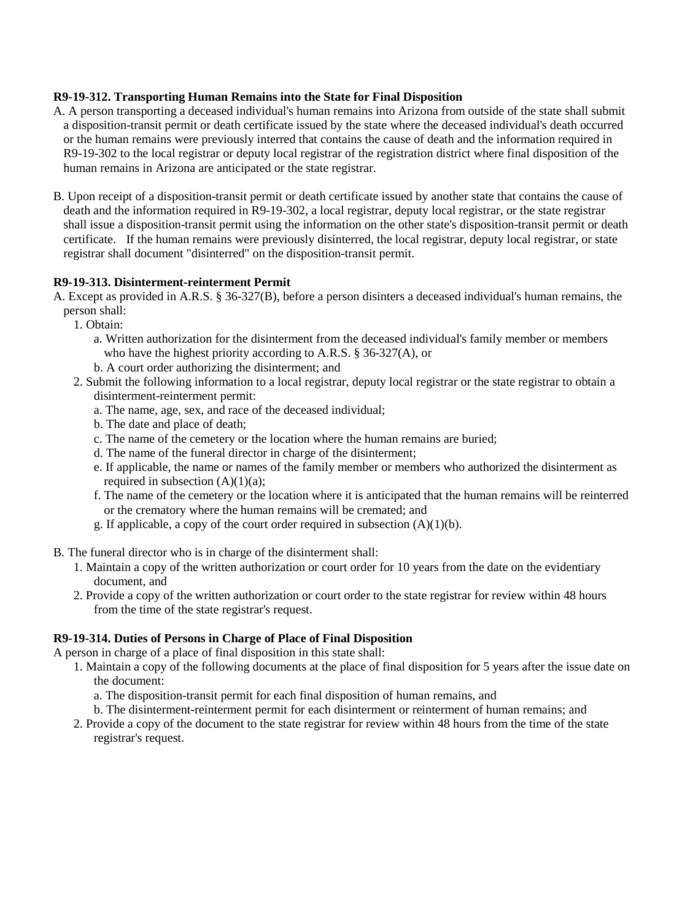**R9-19-312. Transporting Human Remains into the State for Final Disposition**

A. A person transporting a deceased individual's human remains into Arizona from outside of the state shall submit a disposition-transit permit or death certificate issued by the state where the deceased individual's death occurred or the human remains were previously interred that contains the cause of death and the information required in R9-19-302 to the local registrar or deputy local registrar of the registration district where final disposition of the human remains in Arizona are anticipated or the state registrar.

B. Upon receipt of a disposition-transit permit or death certificate issued by another state that contains the cause of death and the information required in R9-19-302, a local registrar, deputy local registrar, or the state registrar shall issue a disposition-transit permit using the information on the other state's disposition-transit permit or death certificate. If the human remains were previously disinterred, the local registrar, deputy local registrar, or state registrar shall document "disinterred" on the disposition-transit permit.

**R9-19-313. Disinterment-reinterment Permit**

A. Except as provided in A.R.S. § 36-327(B), before a person disinters a deceased individual's human remains, the person shall:
   1. Obtain:
      a. Written authorization for the disinterment from the deceased individual's family member or members who have the highest priority according to A.R.S. § 36-327(A), or
      b. A court order authorizing the disinterment; and
   2. Submit the following information to a local registrar, deputy local registrar or the state registrar to obtain a disinterment-reinterment permit:
      a. The name, age, sex, and race of the deceased individual;
      b. The date and place of death;
      c. The name of the cemetery or the location where the human remains are buried;
      d. The name of the funeral director in charge of the disinterment;
      e. If applicable, the name or names of the family member or members who authorized the disinterment as required in subsection (A)(1)(a);
      f. The name of the cemetery or the location where it is anticipated that the human remains will be reinterred or the crematory where the human remains will be cremated; and
      g. If applicable, a copy of the court order required in subsection (A)(1)(b).

B. The funeral director who is in charge of the disinterment shall:
   1. Maintain a copy of the written authorization or court order for 10 years from the date on the evidentiary document, and
   2. Provide a copy of the written authorization or court order to the state registrar for review within 48 hours from the time of the state registrar's request.

**R9-19-314. Duties of Persons in Charge of Place of Final Disposition**

A person in charge of a place of final disposition in this state shall:
   1. Maintain a copy of the following documents at the place of final disposition for 5 years after the issue date on the document:
      a. The disposition-transit permit for each final disposition of human remains, and
      b. The disinterment-reinterment permit for each disinterment or reinterment of human remains; and
   2. Provide a copy of the document to the state registrar for review within 48 hours from the time of the state registrar's request.